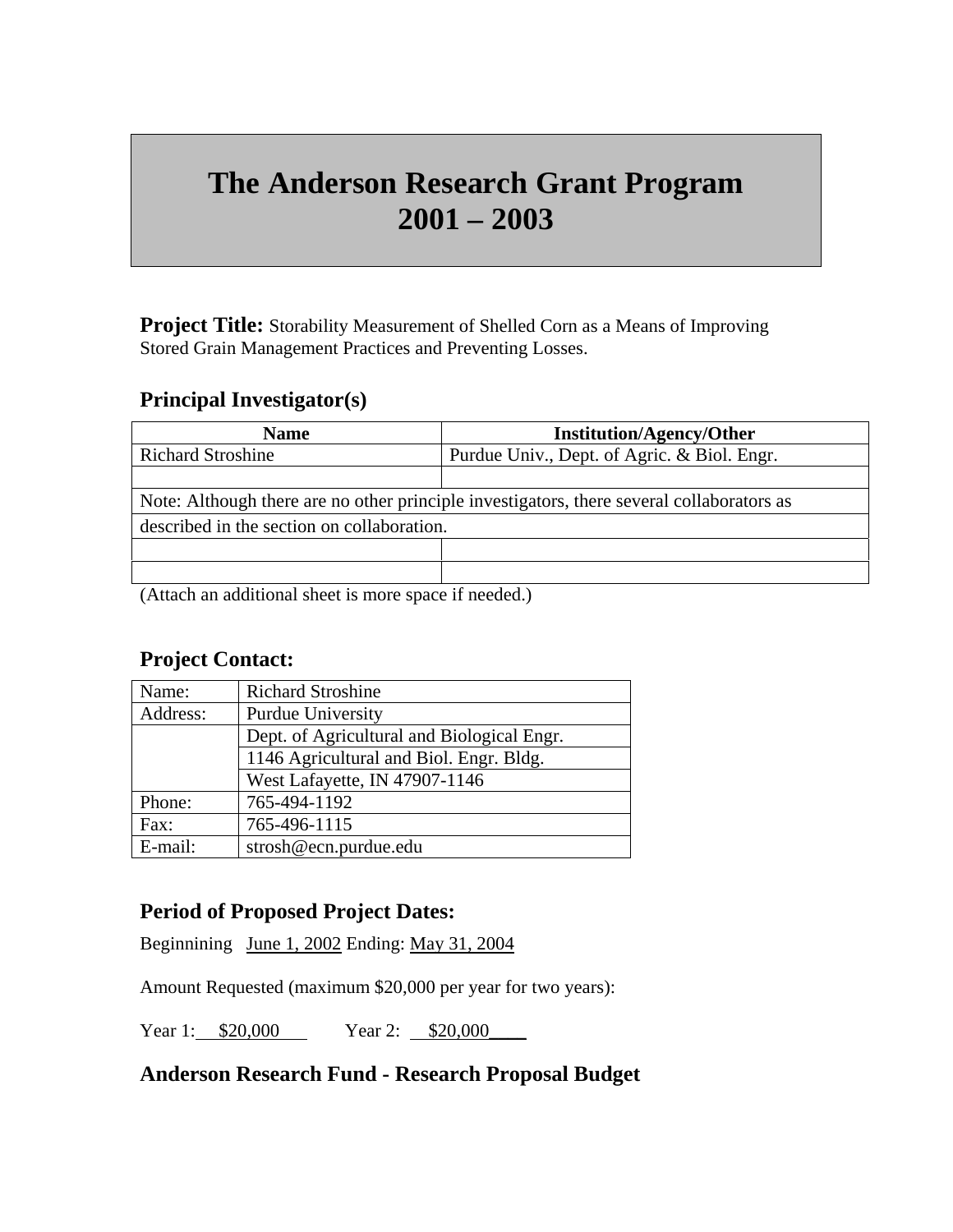# The Anderson Research Grant Program 2001 – 2003

**Project Title:** Storability Measurement of Shelled Corn as a Means of Improving Stored Grain Management Practices and Preventing Losses.

## Principal Investigator(s)

| Name | Institution/Agency/Other |
|---|---|
| Richard Stroshine | Purdue Univ., Dept. of Agric. & Biol. Engr. |
| | |
| Note: Although there are no other principle investigators, there several collaborators as | |
| described in the section on collaboration. | |
| | |
| | |

(Attach an additional sheet is more space if needed.)

## Project Contact:

| | |
|---|---|
| Name: | Richard Stroshine |
| Address: | Purdue University |
| | Dept. of Agricultural and Biological Engr. |
| | 1146 Agricultural and Biol. Engr. Bldg. |
| | West Lafayette, IN 47907-1146 |
| Phone: | 765-494-1192 |
| Fax: | 765-496-1115 |
| E-mail: | strosh@ecn.purdue.edu |

## Period of Proposed Project Dates:

Beginnining June 1, 2002 Ending: May 31, 2004

Amount Requested (maximum $20,000 per year for two years):

Year 1: $20,000 Year 2: $20,000

## Anderson Research Fund - Research Proposal Budget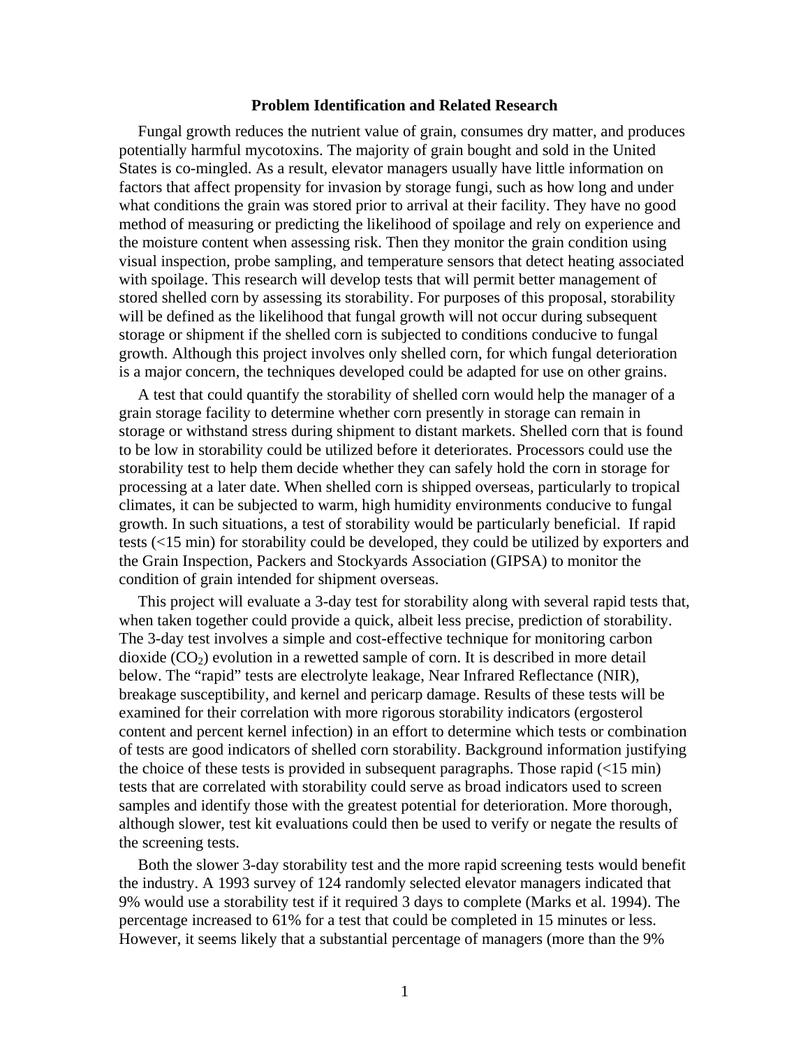**Problem Identification and Related Research**

Fungal growth reduces the nutrient value of grain, consumes dry matter, and produces potentially harmful mycotoxins. The majority of grain bought and sold in the United States is co-mingled. As a result, elevator managers usually have little information on factors that affect propensity for invasion by storage fungi, such as how long and under what conditions the grain was stored prior to arrival at their facility. They have no good method of measuring or predicting the likelihood of spoilage and rely on experience and the moisture content when assessing risk. Then they monitor the grain condition using visual inspection, probe sampling, and temperature sensors that detect heating associated with spoilage. This research will develop tests that will permit better management of stored shelled corn by assessing its storability. For purposes of this proposal, storability will be defined as the likelihood that fungal growth will not occur during subsequent storage or shipment if the shelled corn is subjected to conditions conducive to fungal growth. Although this project involves only shelled corn, for which fungal deterioration is a major concern, the techniques developed could be adapted for use on other grains.

A test that could quantify the storability of shelled corn would help the manager of a grain storage facility to determine whether corn presently in storage can remain in storage or withstand stress during shipment to distant markets. Shelled corn that is found to be low in storability could be utilized before it deteriorates. Processors could use the storability test to help them decide whether they can safely hold the corn in storage for processing at a later date. When shelled corn is shipped overseas, particularly to tropical climates, it can be subjected to warm, high humidity environments conducive to fungal growth. In such situations, a test of storability would be particularly beneficial. If rapid tests (<15 min) for storability could be developed, they could be utilized by exporters and the Grain Inspection, Packers and Stockyards Association (GIPSA) to monitor the condition of grain intended for shipment overseas.

This project will evaluate a 3-day test for storability along with several rapid tests that, when taken together could provide a quick, albeit less precise, prediction of storability. The 3-day test involves a simple and cost-effective technique for monitoring carbon dioxide ($CO_2$) evolution in a rewetted sample of corn. It is described in more detail below. The "rapid" tests are electrolyte leakage, Near Infrared Reflectance (NIR), breakage susceptibility, and kernel and pericarp damage. Results of these tests will be examined for their correlation with more rigorous storability indicators (ergosterol content and percent kernel infection) in an effort to determine which tests or combination of tests are good indicators of shelled corn storability. Background information justifying the choice of these tests is provided in subsequent paragraphs. Those rapid (<15 min) tests that are correlated with storability could serve as broad indicators used to screen samples and identify those with the greatest potential for deterioration. More thorough, although slower, test kit evaluations could then be used to verify or negate the results of the screening tests.

Both the slower 3-day storability test and the more rapid screening tests would benefit the industry. A 1993 survey of 124 randomly selected elevator managers indicated that 9% would use a storability test if it required 3 days to complete (Marks et al. 1994). The percentage increased to 61% for a test that could be completed in 15 minutes or less. However, it seems likely that a substantial percentage of managers (more than the 9%